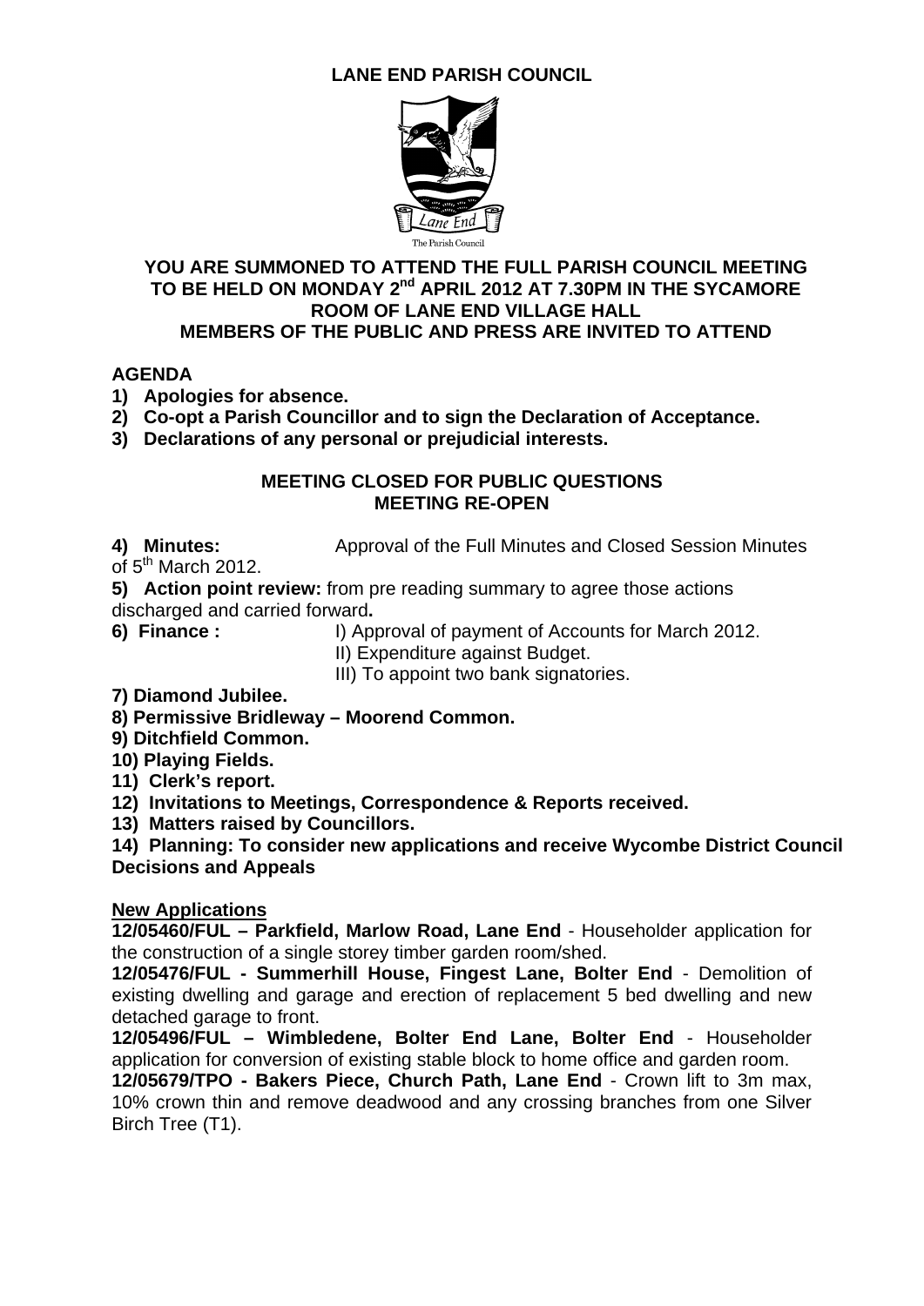# LANE END PARISH COUNCIL

The Parish Council

**YOU ARE SUMMONED TO ATTEND THE FULL PARISH COUNCIL MEETING TO BE HELD ON MONDAY 2nd APRIL 2012 AT 7.30PM IN THE SYCAMORE ROOM OF LANE END VILLAGE HALL**
**MEMBERS OF THE PUBLIC AND PRESS ARE INVITED TO ATTEND**

## AGENDA

1) **Apologies for absence.**
2) **Co-opt a Parish Councillor and to sign the Declaration of Acceptance.**
3) **Declarations of any personal or prejudicial interests.**

**MEETING CLOSED FOR PUBLIC QUESTIONS**
**MEETING RE-OPEN**

4) **Minutes:** Approval of the Full Minutes and Closed Session Minutes of 5th March 2012.
5) **Action point review:** from pre reading summary to agree those actions discharged and carried forward**.**
6) **Finance :**
   I) Approval of payment of Accounts for March 2012.
   II) Expenditure against Budget.
   III) To appoint two bank signatories.
7) **Diamond Jubilee.**
8) **Permissive Bridleway – Moorend Common.**
9) **Ditchfield Common.**
10) **Playing Fields.**
11) **Clerk's report.**
12) **Invitations to Meetings, Correspondence & Reports received.**
13) **Matters raised by Councillors.**
14) **Planning: To consider new applications and receive Wycombe District Council Decisions and Appeals**

**New Applications**

**12/05460/FUL – Parkfield, Marlow Road, Lane End** - Householder application for the construction of a single storey timber garden room/shed.

**12/05476/FUL - Summerhill House, Fingest Lane, Bolter End** - Demolition of existing dwelling and garage and erection of replacement 5 bed dwelling and new detached garage to front.

**12/05496/FUL – Wimbledene, Bolter End Lane, Bolter End** - Householder application for conversion of existing stable block to home office and garden room.

**12/05679/TPO - Bakers Piece, Church Path, Lane End** - Crown lift to 3m max, 10% crown thin and remove deadwood and any crossing branches from one Silver Birch Tree (T1).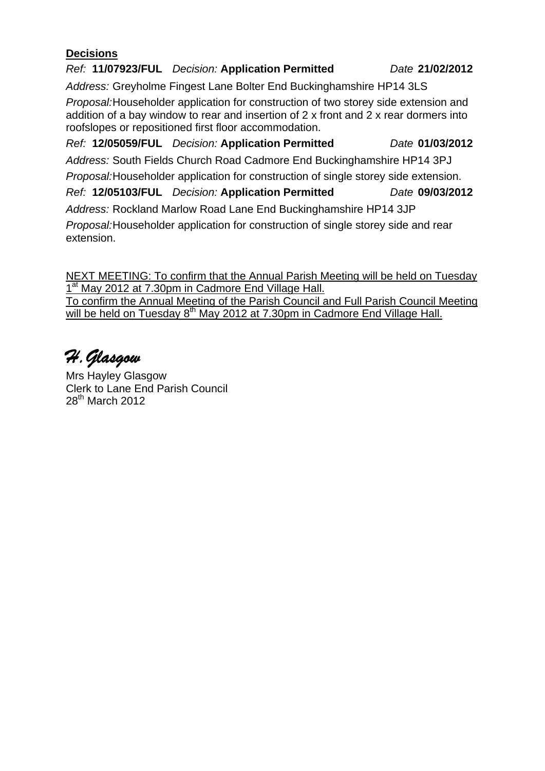**Decisions**

*Ref:* **11/07923/FUL** *Decision:* **Application Permitted** *Date* **21/02/2012**

*Address:* Greyholme Fingest Lane Bolter End Buckinghamshire HP14 3LS

*Proposal:* Householder application for construction of two storey side extension and addition of a bay window to rear and insertion of 2 x front and 2 x rear dormers into roofslopes or repositioned first floor accommodation.

*Ref:* **12/05059/FUL** *Decision:* **Application Permitted** *Date* **01/03/2012**

*Address:* South Fields Church Road Cadmore End Buckinghamshire HP14 3PJ

*Proposal:* Householder application for construction of single storey side extension.

*Ref:* **12/05103/FUL** *Decision:* **Application Permitted** *Date* **09/03/2012**

*Address:* Rockland Marlow Road Lane End Buckinghamshire HP14 3JP

*Proposal:* Householder application for construction of single storey side and rear extension.

NEXT MEETING: To confirm that the Annual Parish Meeting will be held on Tuesday 1at May 2012 at 7.30pm in Cadmore End Village Hall.
To confirm the Annual Meeting of the Parish Council and Full Parish Council Meeting will be held on Tuesday 8th May 2012 at 7.30pm in Cadmore End Village Hall.

*H.Glasgow*

Mrs Hayley Glasgow
Clerk to Lane End Parish Council
28th March 2012